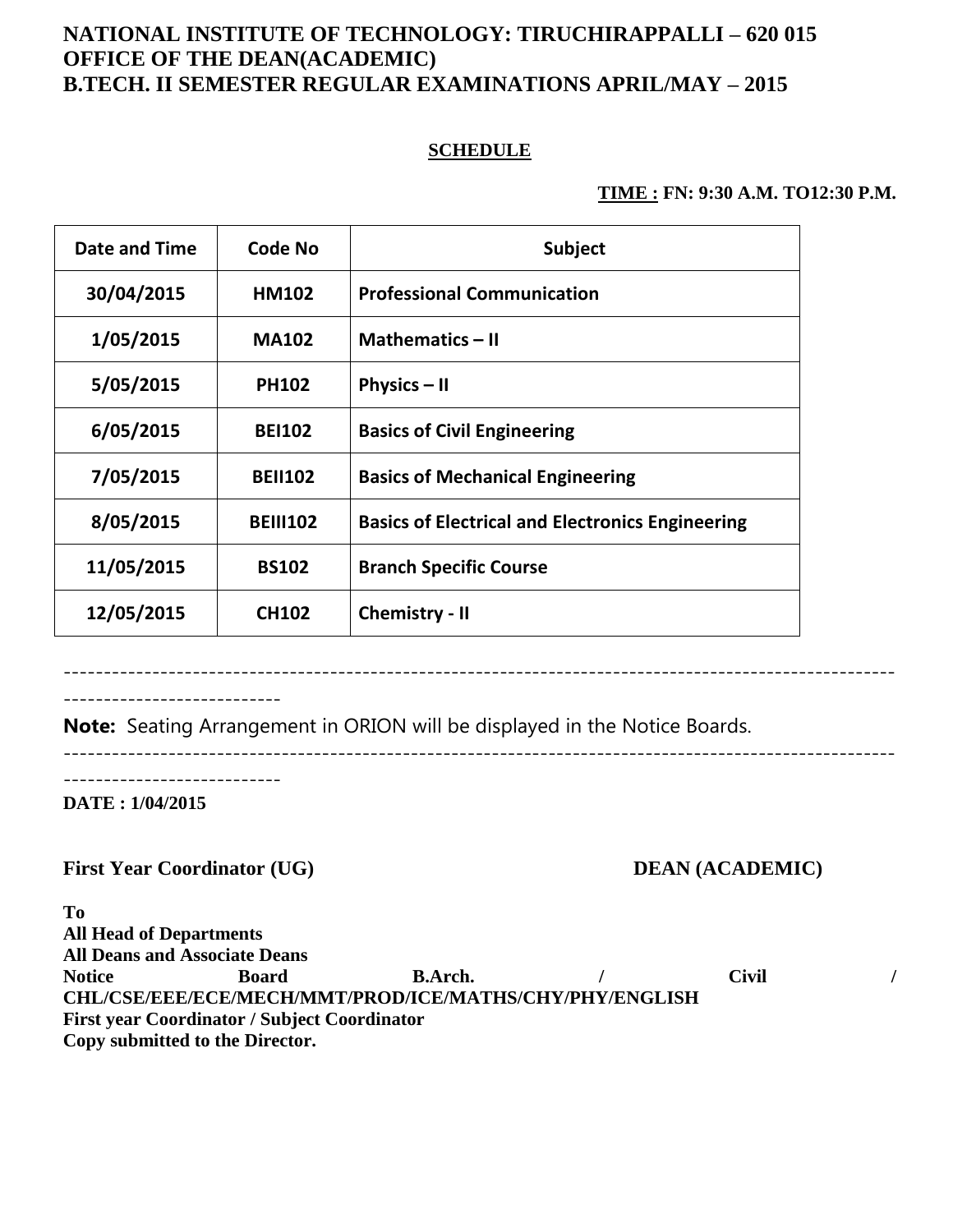# NATIONAL INSTITUTE OF TECHNOLOGY: TIRUCHIRAPPALLI – 620 015
## OFFICE OF THE DEAN(ACADEMIC)
## B.TECH. II SEMESTER REGULAR EXAMINATIONS APRIL/MAY – 2015

**SCHEDULE**

**TIME : FN: 9:30 A.M. TO12:30 P.M.**

| Date and Time | Code No | Subject |
|---|---|---|
| 30/04/2015 | HM102 | Professional Communication |
| 1/05/2015 | MA102 | Mathematics – II |
| 5/05/2015 | PH102 | Physics – II |
| 6/05/2015 | BEI102 | Basics of Civil Engineering |
| 7/05/2015 | BEII102 | Basics of Mechanical Engineering |
| 8/05/2015 | BEIII102 | Basics of Electrical and Electronics Engineering |
| 11/05/2015 | BS102 | Branch Specific Course |
| 12/05/2015 | CH102 | Chemistry - II |

---

**Note:** Seating Arrangement in ORION will be displayed in the Notice Boards.

---

**DATE : 1/04/2015**

**First Year Coordinator (UG)** **DEAN (ACADEMIC)**

**To**
**All Head of Departments**
**All Deans and Associate Deans**
**Notice Board B.Arch. / Civil / CHL/CSE/EEE/ECE/MECH/MMT/PROD/ICE/MATHS/CHY/PHY/ENGLISH**
**First year Coordinator / Subject Coordinator**
**Copy submitted to the Director.**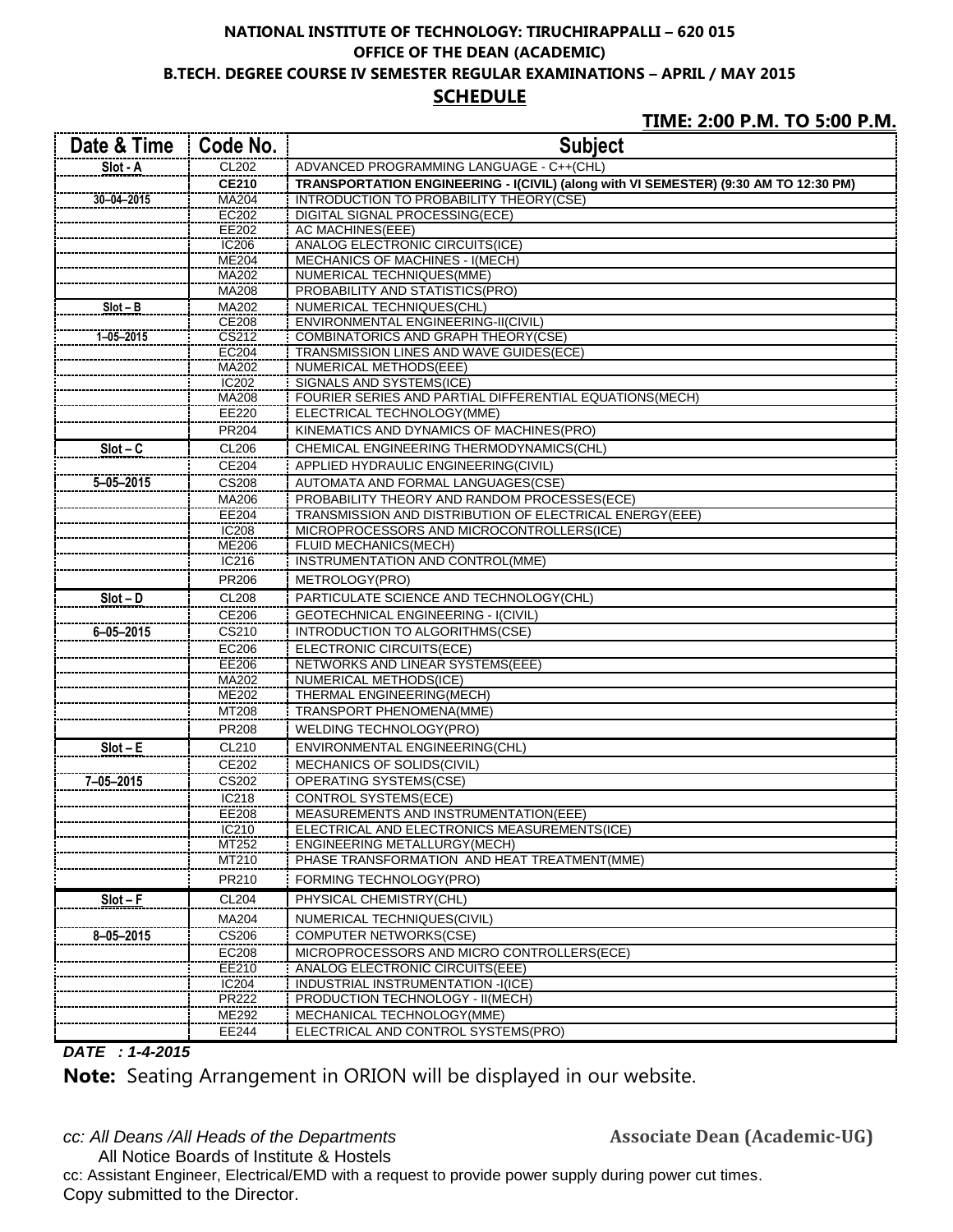**NATIONAL INSTITUTE OF TECHNOLOGY: TIRUCHIRAPPALLI – 620 015**

**OFFICE OF THE DEAN (ACADEMIC)**

**B.TECH. DEGREE COURSE IV SEMESTER REGULAR EXAMINATIONS – APRIL / MAY 2015**

**SCHEDULE**

**TIME: 2:00 P.M. TO 5:00 P.M.**

| Date & Time | Code No. | Subject |
|---|---|---|
| Slot - A | CL202 | ADVANCED PROGRAMMING LANGUAGE - C++(CHL) |
| | **CE210** | **TRANSPORTATION ENGINEERING - I(CIVIL) (along with VI SEMESTER) (9:30 AM TO 12:30 PM)** |
| 30–04–2015 | MA204 | INTRODUCTION TO PROBABILITY THEORY(CSE) |
| | EC202 | DIGITAL SIGNAL PROCESSING(ECE) |
| | EE202 | AC MACHINES(EEE) |
| | IC206 | ANALOG ELECTRONIC CIRCUITS(ICE) |
| | ME204 | MECHANICS OF MACHINES - I(MECH) |
| | MA202 | NUMERICAL TECHNIQUES(MME) |
| | MA208 | PROBABILITY AND STATISTICS(PRO) |
| Slot – B | MA202 | NUMERICAL TECHNIQUES(CHL) |
| | CE208 | ENVIRONMENTAL ENGINEERING-II(CIVIL) |
| 1–05–2015 | CS212 | COMBINATORICS AND GRAPH THEORY(CSE) |
| | EC204 | TRANSMISSION LINES AND WAVE GUIDES(ECE) |
| | MA202 | NUMERICAL METHODS(EEE) |
| | IC202 | SIGNALS AND SYSTEMS(ICE) |
| | MA208 | FOURIER SERIES AND PARTIAL DIFFERENTIAL EQUATIONS(MECH) |
| | EE220 | ELECTRICAL TECHNOLOGY(MME) |
| | PR204 | KINEMATICS AND DYNAMICS OF MACHINES(PRO) |
| Slot – C | CL206 | CHEMICAL ENGINEERING THERMODYNAMICS(CHL) |
| | CE204 | APPLIED HYDRAULIC ENGINEERING(CIVIL) |
| 5–05–2015 | CS208 | AUTOMATA AND FORMAL LANGUAGES(CSE) |
| | MA206 | PROBABILITY THEORY AND RANDOM PROCESSES(ECE) |
| | EE204 | TRANSMISSION AND DISTRIBUTION OF ELECTRICAL ENERGY(EEE) |
| | IC208 | MICROPROCESSORS AND MICROCONTROLLERS(ICE) |
| | ME206 | FLUID MECHANICS(MECH) |
| | IC216 | INSTRUMENTATION AND CONTROL(MME) |
| | PR206 | METROLOGY(PRO) |
| Slot – D | CL208 | PARTICULATE SCIENCE AND TECHNOLOGY(CHL) |
| | CE206 | GEOTECHNICAL ENGINEERING - I(CIVIL) |
| 6–05–2015 | CS210 | INTRODUCTION TO ALGORITHMS(CSE) |
| | EC206 | ELECTRONIC CIRCUITS(ECE) |
| | EE206 | NETWORKS AND LINEAR SYSTEMS(EEE) |
| | MA202 | NUMERICAL METHODS(ICE) |
| | ME202 | THERMAL ENGINEERING(MECH) |
| | MT208 | TRANSPORT PHENOMENA(MME) |
| | PR208 | WELDING TECHNOLOGY(PRO) |
| Slot – E | CL210 | ENVIRONMENTAL ENGINEERING(CHL) |
| | CE202 | MECHANICS OF SOLIDS(CIVIL) |
| 7–05–2015 | CS202 | OPERATING SYSTEMS(CSE) |
| | IC218 | CONTROL SYSTEMS(ECE) |
| | EE208 | MEASUREMENTS AND INSTRUMENTATION(EEE) |
| | IC210 | ELECTRICAL AND ELECTRONICS MEASUREMENTS(ICE) |
| | MT252 | ENGINEERING METALLURGY(MECH) |
| | MT210 | PHASE TRANSFORMATION AND HEAT TREATMENT(MME) |
| | PR210 | FORMING TECHNOLOGY(PRO) |
| Slot – F | CL204 | PHYSICAL CHEMISTRY(CHL) |
| | MA204 | NUMERICAL TECHNIQUES(CIVIL) |
| 8–05–2015 | CS206 | COMPUTER NETWORKS(CSE) |
| | EC208 | MICROPROCESSORS AND MICRO CONTROLLERS(ECE) |
| | EE210 | ANALOG ELECTRONIC CIRCUITS(EEE) |
| | IC204 | INDUSTRIAL INSTRUMENTATION -I(ICE) |
| | PR222 | PRODUCTION TECHNOLOGY - II(MECH) |
| | ME292 | MECHANICAL TECHNOLOGY(MME) |
| | EE244 | ELECTRICAL AND CONTROL SYSTEMS(PRO) |

***DATE : 1-4-2015***

**Note:** Seating Arrangement in ORION will be displayed in our website.

*cc: All Deans /All Heads of the Departments*

All Notice Boards of Institute & Hostels

**Associate Dean (Academic-UG)**

cc: Assistant Engineer, Electrical/EMD with a request to provide power supply during power cut times.

Copy submitted to the Director.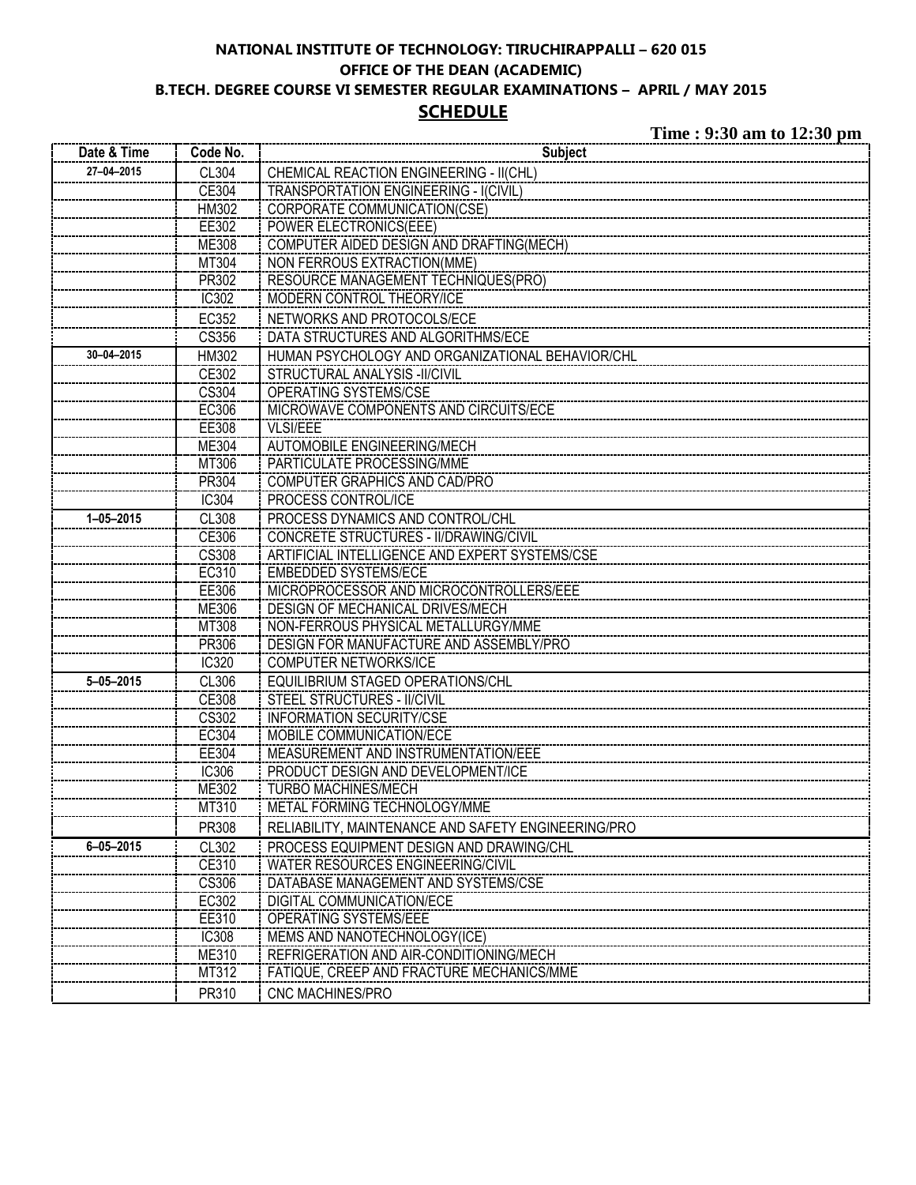**NATIONAL INSTITUTE OF TECHNOLOGY: TIRUCHIRAPPALLI – 620 015**

**OFFICE OF THE DEAN (ACADEMIC)**

**B.TECH. DEGREE COURSE VI SEMESTER REGULAR EXAMINATIONS – APRIL / MAY 2015**

## SCHEDULE

**Time : 9:30 am to 12:30 pm**

| Date & Time | Code No. | Subject |
|---|---|---|
| 27–04–2015 | CL304 | CHEMICAL REACTION ENGINEERING - II(CHL) |
| | CE304 | TRANSPORTATION ENGINEERING - I(CIVIL) |
| | HM302 | CORPORATE COMMUNICATION(CSE) |
| | EE302 | POWER ELECTRONICS(EEE) |
| | ME308 | COMPUTER AIDED DESIGN AND DRAFTING(MECH) |
| | MT304 | NON FERROUS EXTRACTION(MME) |
| | PR302 | RESOURCE MANAGEMENT TECHNIQUES(PRO) |
| | IC302 | MODERN CONTROL THEORY/ICE |
| | EC352 | NETWORKS AND PROTOCOLS/ECE |
| | CS356 | DATA STRUCTURES AND ALGORITHMS/ECE |
| 30–04–2015 | HM302 | HUMAN PSYCHOLOGY AND ORGANIZATIONAL BEHAVIOR/CHL |
| | CE302 | STRUCTURAL ANALYSIS -II/CIVIL |
| | CS304 | OPERATING SYSTEMS/CSE |
| | EC306 | MICROWAVE COMPONENTS AND CIRCUITS/ECE |
| | EE308 | VLSI/EEE |
| | ME304 | AUTOMOBILE ENGINEERING/MECH |
| | MT306 | PARTICULATE PROCESSING/MME |
| | PR304 | COMPUTER GRAPHICS AND CAD/PRO |
| | IC304 | PROCESS CONTROL/ICE |
| 1–05–2015 | CL308 | PROCESS DYNAMICS AND CONTROL/CHL |
| | CE306 | CONCRETE STRUCTURES - II/DRAWING/CIVIL |
| | CS308 | ARTIFICIAL INTELLIGENCE AND EXPERT SYSTEMS/CSE |
| | EC310 | EMBEDDED SYSTEMS/ECE |
| | EE306 | MICROPROCESSOR AND MICROCONTROLLERS/EEE |
| | ME306 | DESIGN OF MECHANICAL DRIVES/MECH |
| | MT308 | NON-FERROUS PHYSICAL METALLURGY/MME |
| | PR306 | DESIGN FOR MANUFACTURE AND ASSEMBLY/PRO |
| | IC320 | COMPUTER NETWORKS/ICE |
| 5–05–2015 | CL306 | EQUILIBRIUM STAGED OPERATIONS/CHL |
| | CE308 | STEEL STRUCTURES - II/CIVIL |
| | CS302 | INFORMATION SECURITY/CSE |
| | EC304 | MOBILE COMMUNICATION/ECE |
| | EE304 | MEASUREMENT AND INSTRUMENTATION/EEE |
| | IC306 | PRODUCT DESIGN AND DEVELOPMENT/ICE |
| | ME302 | TURBO MACHINES/MECH |
| | MT310 | METAL FORMING TECHNOLOGY/MME |
| | PR308 | RELIABILITY, MAINTENANCE AND SAFETY ENGINEERING/PRO |
| 6–05–2015 | CL302 | PROCESS EQUIPMENT DESIGN AND DRAWING/CHL |
| | CE310 | WATER RESOURCES ENGINEERING/CIVIL |
| | CS306 | DATABASE MANAGEMENT AND SYSTEMS/CSE |
| | EC302 | DIGITAL COMMUNICATION/ECE |
| | EE310 | OPERATING SYSTEMS/EEE |
| | IC308 | MEMS AND NANOTECHNOLOGY(ICE) |
| | ME310 | REFRIGERATION AND AIR-CONDITIONING/MECH |
| | MT312 | FATIQUE, CREEP AND FRACTURE MECHANICS/MME |
| | PR310 | CNC MACHINES/PRO |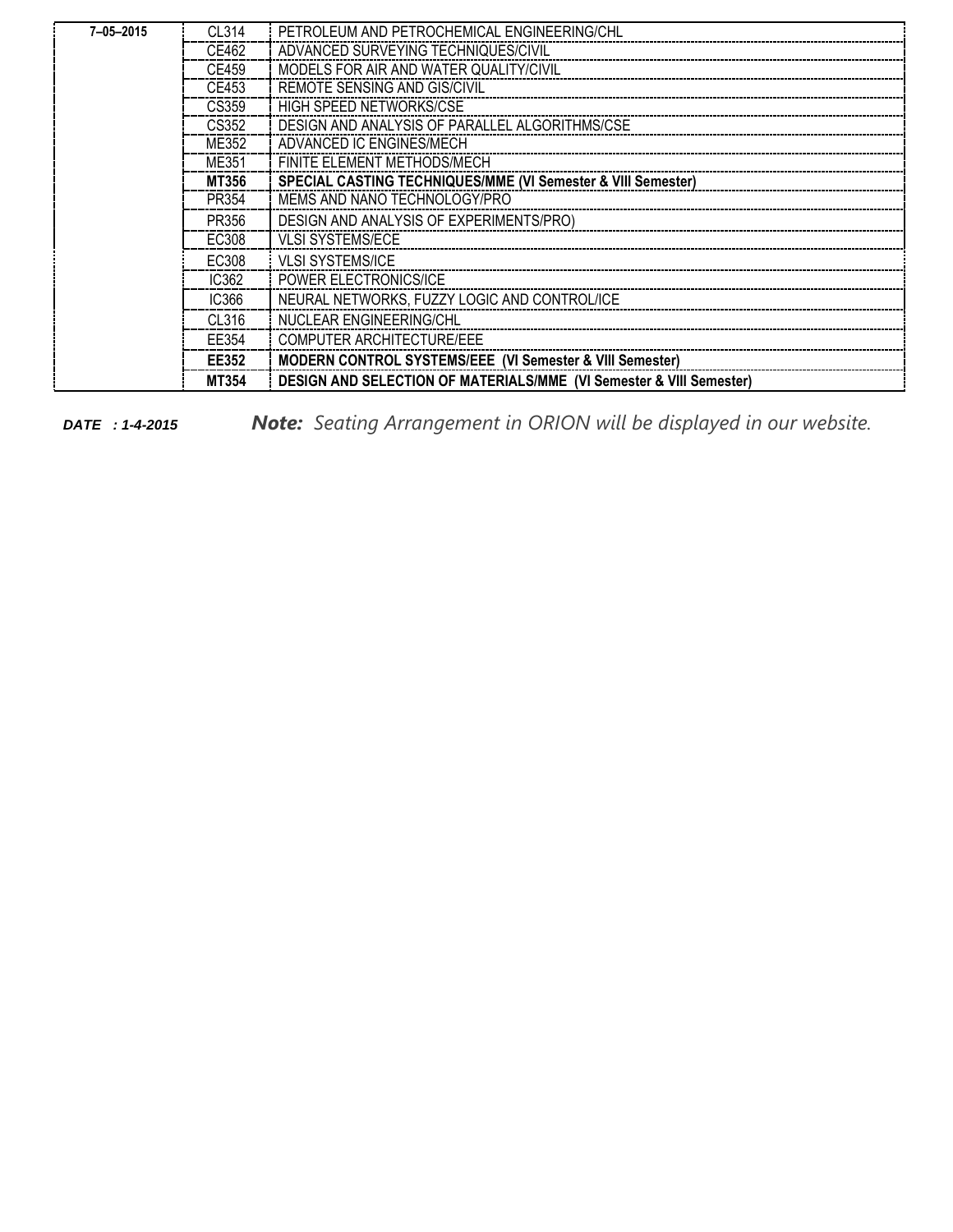| | | |
|---|---|---|
| **7–05–2015** | CL314 | PETROLEUM AND PETROCHEMICAL ENGINEERING/CHL |
| | CE462 | ADVANCED SURVEYING TECHNIQUES/CIVIL |
| | CE459 | MODELS FOR AIR AND WATER QUALITY/CIVIL |
| | CE453 | REMOTE SENSING AND GIS/CIVIL |
| | CS359 | HIGH SPEED NETWORKS/CSE |
| | CS352 | DESIGN AND ANALYSIS OF PARALLEL ALGORITHMS/CSE |
| | ME352 | ADVANCED IC ENGINES/MECH |
| | ME351 | FINITE ELEMENT METHODS/MECH |
| | **MT356** | **SPECIAL CASTING TECHNIQUES/MME (VI Semester & VIII Semester)** |
| | PR354 | MEMS AND NANO TECHNOLOGY/PRO |
| | PR356 | DESIGN AND ANALYSIS OF EXPERIMENTS/PRO) |
| | EC308 | VLSI SYSTEMS/ECE |
| | EC308 | VLSI SYSTEMS/ICE |
| | IC362 | POWER ELECTRONICS/ICE |
| | IC366 | NEURAL NETWORKS, FUZZY LOGIC AND CONTROL/ICE |
| | CL316 | NUCLEAR ENGINEERING/CHL |
| | EE354 | COMPUTER ARCHITECTURE/EEE |
| | **EE352** | **MODERN CONTROL SYSTEMS/EEE (VI Semester & VIII Semester)** |
| | **MT354** | **DESIGN AND SELECTION OF MATERIALS/MME (VI Semester & VIII Semester)** |

***DATE : 1-4-2015***

***Note:*** *Seating Arrangement in ORION will be displayed in our website.*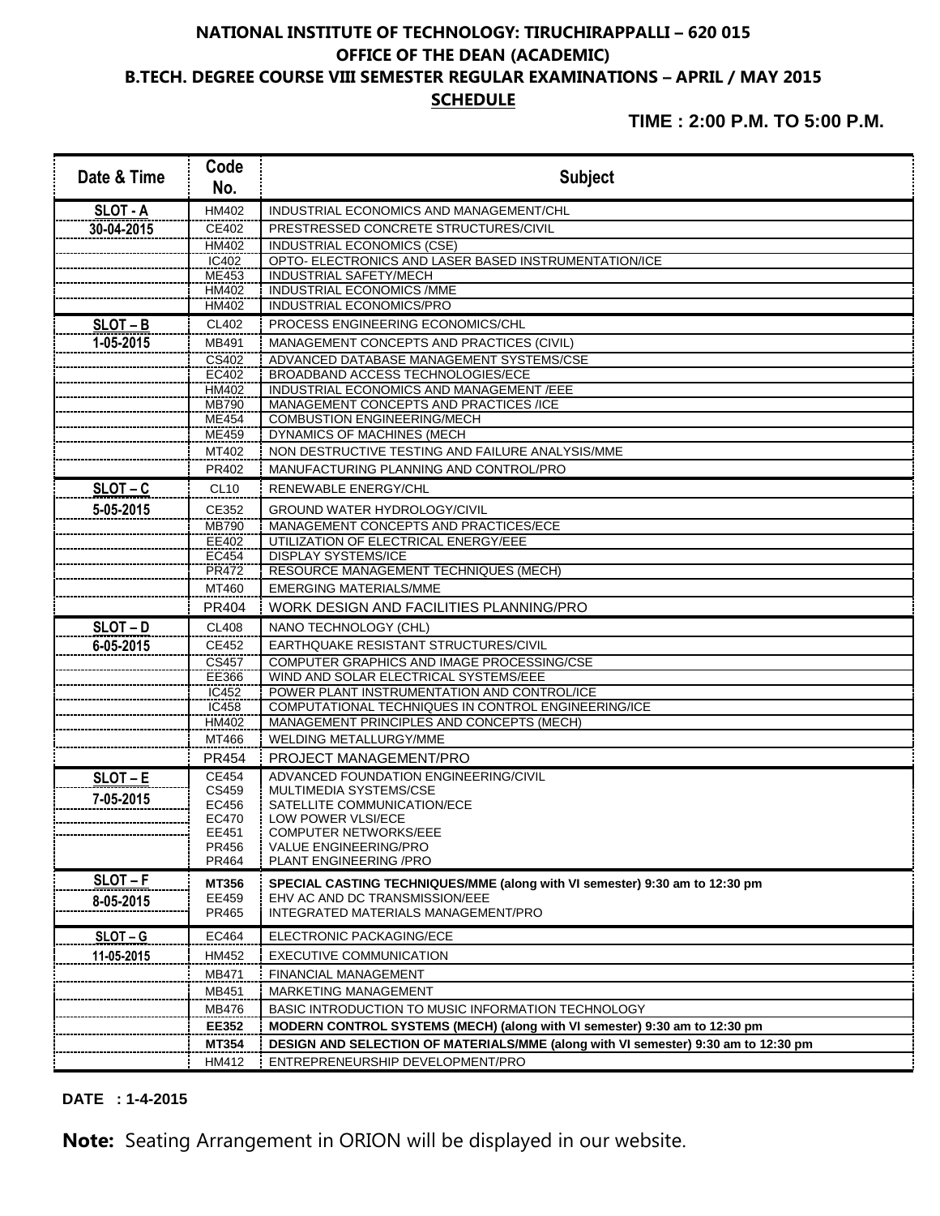# NATIONAL INSTITUTE OF TECHNOLOGY: TIRUCHIRAPPALLI – 620 015

## OFFICE OF THE DEAN (ACADEMIC)

## B.TECH. DEGREE COURSE VIII SEMESTER REGULAR EXAMINATIONS – APRIL / MAY 2015

## SCHEDULE

**TIME : 2:00 P.M. TO 5:00 P.M.**

| Date & Time | Code No. | Subject |
|---|---|---|
| **SLOT - A** | HM402 | INDUSTRIAL ECONOMICS AND MANAGEMENT/CHL |
| **30-04-2015** | CE402 | PRESTRESSED CONCRETE STRUCTURES/CIVIL |
| | HM402 | INDUSTRIAL ECONOMICS (CSE) |
| | IC402 | OPTO- ELECTRONICS AND LASER BASED INSTRUMENTATION/ICE |
| | ME453 | INDUSTRIAL SAFETY/MECH |
| | HM402 | INDUSTRIAL ECONOMICS /MME |
| | HM402 | INDUSTRIAL ECONOMICS/PRO |
| **SLOT – B** | CL402 | PROCESS ENGINEERING ECONOMICS/CHL |
| **1-05-2015** | MB491 | MANAGEMENT CONCEPTS AND PRACTICES (CIVIL) |
| | CS402 | ADVANCED DATABASE MANAGEMENT SYSTEMS/CSE |
| | EC402 | BROADBAND ACCESS TECHNOLOGIES/ECE |
| | HM402 | INDUSTRIAL ECONOMICS AND MANAGEMENT /EEE |
| | MB790 | MANAGEMENT CONCEPTS AND PRACTICES /ICE |
| | ME454 | COMBUSTION ENGINEERING/MECH |
| | ME459 | DYNAMICS OF MACHINES (MECH |
| | MT402 | NON DESTRUCTIVE TESTING AND FAILURE ANALYSIS/MME |
| | PR402 | MANUFACTURING PLANNING AND CONTROL/PRO |
| **SLOT – C** | CL10 | RENEWABLE ENERGY/CHL |
| **5-05-2015** | CE352 | GROUND WATER HYDROLOGY/CIVIL |
| | MB790 | MANAGEMENT CONCEPTS AND PRACTICES/ECE |
| | EE402 | UTILIZATION OF ELECTRICAL ENERGY/EEE |
| | EC454 | DISPLAY SYSTEMS/ICE |
| | PR472 | RESOURCE MANAGEMENT TECHNIQUES (MECH) |
| | MT460 | EMERGING MATERIALS/MME |
| | PR404 | WORK DESIGN AND FACILITIES PLANNING/PRO |
| **SLOT – D** | CL408 | NANO TECHNOLOGY (CHL) |
| **6-05-2015** | CE452 | EARTHQUAKE RESISTANT STRUCTURES/CIVIL |
| | CS457 | COMPUTER GRAPHICS AND IMAGE PROCESSING/CSE |
| | EE366 | WIND AND SOLAR ELECTRICAL SYSTEMS/EEE |
| | IC452 | POWER PLANT INSTRUMENTATION AND CONTROL/ICE |
| | IC458 | COMPUTATIONAL TECHNIQUES IN CONTROL ENGINEERING/ICE |
| | HM402 | MANAGEMENT PRINCIPLES AND CONCEPTS (MECH) |
| | MT466 | WELDING METALLURGY/MME |
| | PR454 | PROJECT MANAGEMENT/PRO |
| **SLOT – E** | CE454 | ADVANCED FOUNDATION ENGINEERING/CIVIL |
| **7-05-2015** | CS459 | MULTIMEDIA SYSTEMS/CSE |
| | EC456 | SATELLITE COMMUNICATION/ECE |
| | EC470 | LOW POWER VLSI/ECE |
| | EE451 | COMPUTER NETWORKS/EEE |
| | PR456 | VALUE ENGINEERING/PRO |
| | PR464 | PLANT ENGINEERING /PRO |
| **SLOT – F** | **MT356** | **SPECIAL CASTING TECHNIQUES/MME (along with VI semester) 9:30 am to 12:30 pm** |
| **8-05-2015** | EE459 | EHV AC AND DC TRANSMISSION/EEE |
| | PR465 | INTEGRATED MATERIALS MANAGEMENT/PRO |
| **SLOT – G** | EC464 | ELECTRONIC PACKAGING/ECE |
| **11-05-2015** | HM452 | EXECUTIVE COMMUNICATION |
| | MB471 | FINANCIAL MANAGEMENT |
| | MB451 | MARKETING MANAGEMENT |
| | MB476 | BASIC INTRODUCTION TO MUSIC INFORMATION TECHNOLOGY |
| | **EE352** | **MODERN CONTROL SYSTEMS (MECH) (along with VI semester) 9:30 am to 12:30 pm** |
| | **MT354** | **DESIGN AND SELECTION OF MATERIALS/MME (along with VI semester) 9:30 am to 12:30 pm** |
| | HM412 | ENTREPRENEURSHIP DEVELOPMENT/PRO |

**DATE : 1-4-2015**

**Note:** Seating Arrangement in ORION will be displayed in our website.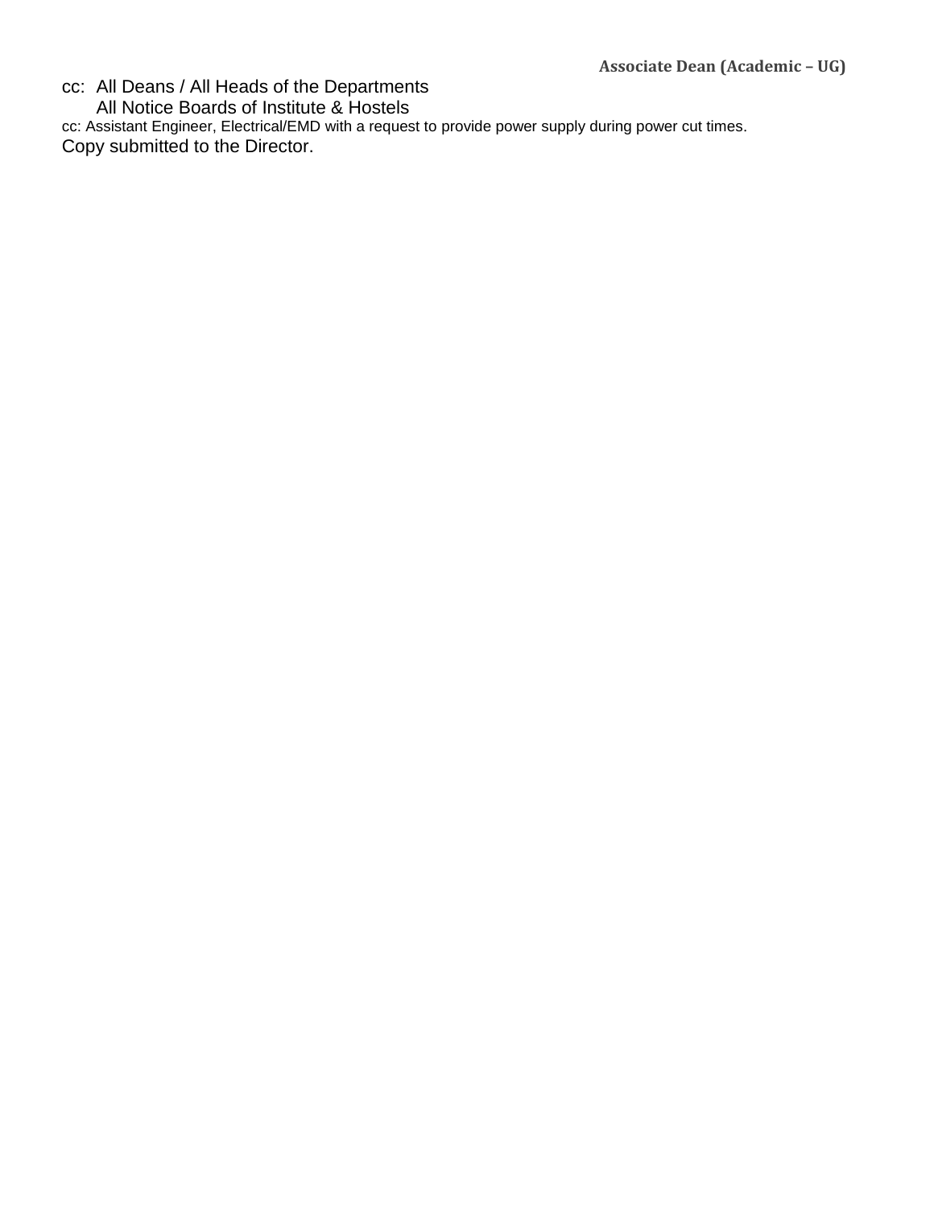**Associate Dean (Academic – UG)**

cc: All Deans / All Heads of the Departments
All Notice Boards of Institute & Hostels

cc: Assistant Engineer, Electrical/EMD with a request to provide power supply during power cut times.

Copy submitted to the Director.